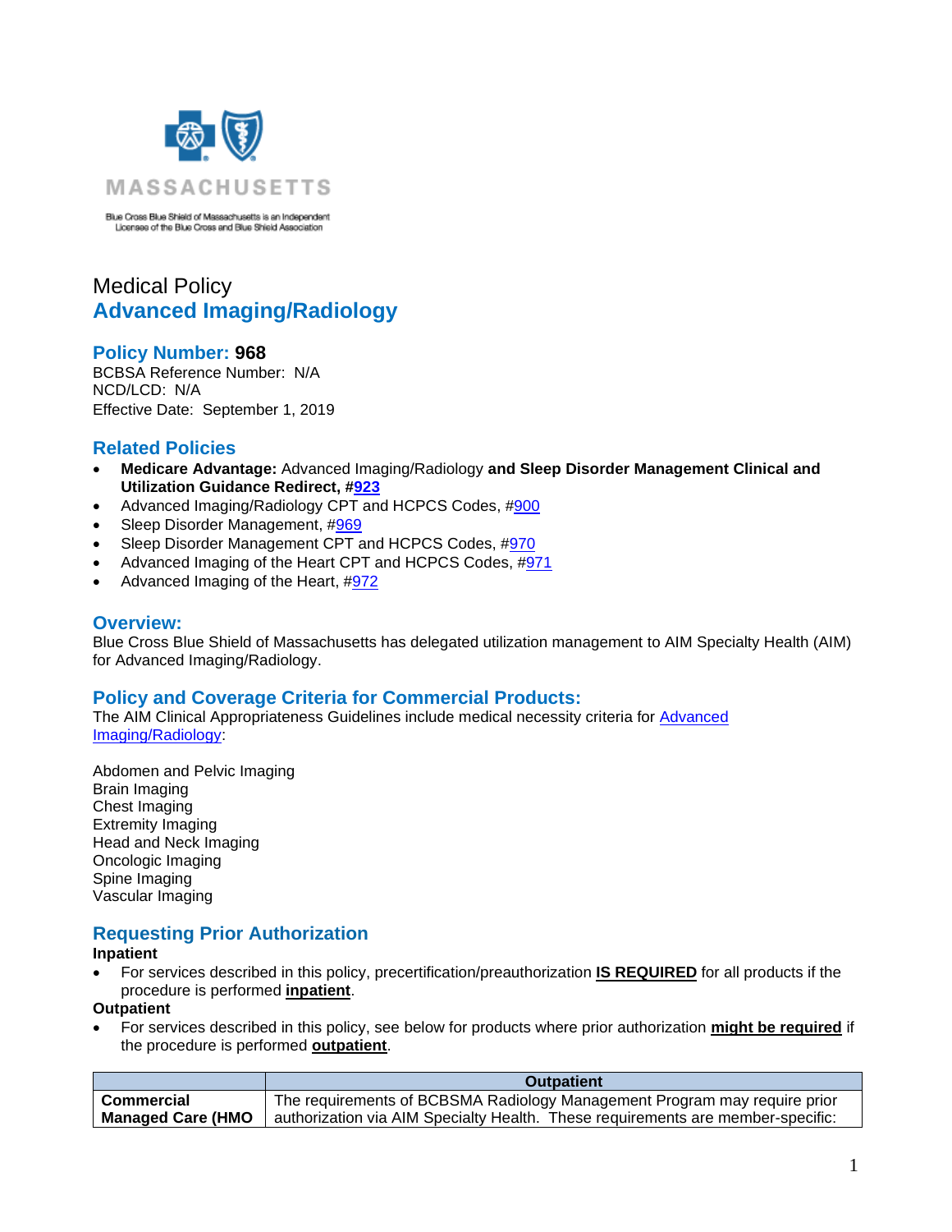Blue Cross Blue Shield of Massachusetts is an Independent Licensee of the Blue Cross and Blue Shield Association

Medical Policy

# Advanced Imaging/Radiology

## Policy Number: 968

BCBSA Reference Number: N/A
NCD/LCD: N/A
Effective Date: September 1, 2019

## Related Policies

- **Medicare Advantage:** Advanced Imaging/Radiology **and Sleep Disorder Management Clinical and Utilization Guidance Redirect, #923**
- Advanced Imaging/Radiology CPT and HCPCS Codes, #900
- Sleep Disorder Management, #969
- Sleep Disorder Management CPT and HCPCS Codes, #970
- Advanced Imaging of the Heart CPT and HCPCS Codes, #971
- Advanced Imaging of the Heart, #972

## Overview:

Blue Cross Blue Shield of Massachusetts has delegated utilization management to AIM Specialty Health (AIM) for Advanced Imaging/Radiology.

## Policy and Coverage Criteria for Commercial Products:

The AIM Clinical Appropriateness Guidelines include medical necessity criteria for Advanced Imaging/Radiology:

Abdomen and Pelvic Imaging
Brain Imaging
Chest Imaging
Extremity Imaging
Head and Neck Imaging
Oncologic Imaging
Spine Imaging
Vascular Imaging

## Requesting Prior Authorization

**Inpatient**

- For services described in this policy, precertification/preauthorization **IS REQUIRED** for all products if the procedure is performed **inpatient**.

**Outpatient**

- For services described in this policy, see below for products where prior authorization **might be required** if the procedure is performed **outpatient**.

| | Outpatient |
|---|---|
| **Commercial Managed Care (HMO** | The requirements of BCBSMA Radiology Management Program may require prior authorization via AIM Specialty Health. These requirements are member-specific: |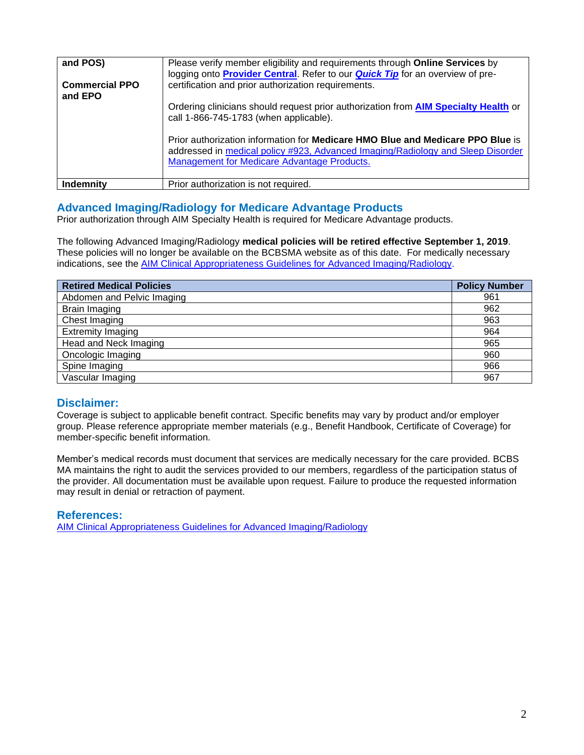| | |
|---|---|
| **and POS)**<br><br>**Commercial PPO and EPO** | Please verify member eligibility and requirements through **Online Services** by logging onto **Provider Central**. Refer to our ***Quick Tip*** for an overview of pre-certification and prior authorization requirements.<br><br>Ordering clinicians should request prior authorization from **AIM Specialty Health** or call 1-866-745-1783 (when applicable).<br><br>Prior authorization information for **Medicare HMO Blue and Medicare PPO Blue** is addressed in medical policy #923, Advanced Imaging/Radiology and Sleep Disorder Management for Medicare Advantage Products. |
| **Indemnity** | Prior authorization is not required. |

## Advanced Imaging/Radiology for Medicare Advantage Products

Prior authorization through AIM Specialty Health is required for Medicare Advantage products.

The following Advanced Imaging/Radiology **medical policies will be retired effective September 1, 2019**. These policies will no longer be available on the BCBSMA website as of this date. For medically necessary indications, see the AIM Clinical Appropriateness Guidelines for Advanced Imaging/Radiology.

| Retired Medical Policies | Policy Number |
|---|---|
| Abdomen and Pelvic Imaging | 961 |
| Brain Imaging | 962 |
| Chest Imaging | 963 |
| Extremity Imaging | 964 |
| Head and Neck Imaging | 965 |
| Oncologic Imaging | 960 |
| Spine Imaging | 966 |
| Vascular Imaging | 967 |

## Disclaimer:

Coverage is subject to applicable benefit contract. Specific benefits may vary by product and/or employer group. Please reference appropriate member materials (e.g., Benefit Handbook, Certificate of Coverage) for member-specific benefit information.

Member's medical records must document that services are medically necessary for the care provided. BCBS MA maintains the right to audit the services provided to our members, regardless of the participation status of the provider. All documentation must be available upon request. Failure to produce the requested information may result in denial or retraction of payment.

## References:

AIM Clinical Appropriateness Guidelines for Advanced Imaging/Radiology